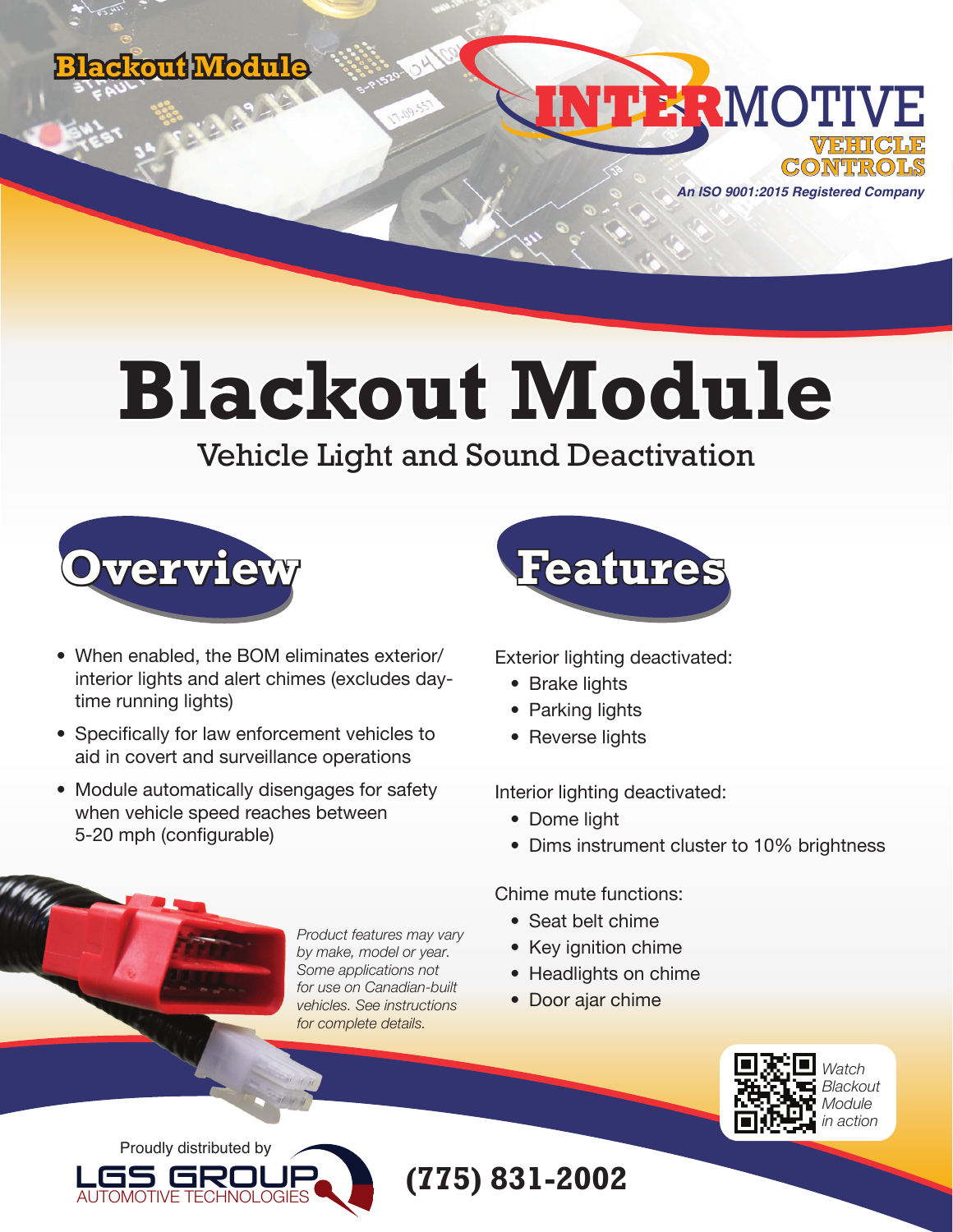Blackout Module

INTERMOTIVE VEHICLE CONTROLS

*An ISO 9001:2015 Registered Company*

# Blackout Module

## Vehicle Light and Sound Deactivation

## Overview

- When enabled, the BOM eliminates exterior/ interior lights and alert chimes (excludes day-time running lights)
- Specifically for law enforcement vehicles to aid in covert and surveillance operations
- Module automatically disengages for safety when vehicle speed reaches between 5-20 mph (configurable)

*Product features may vary by make, model or year. Some applications not for use on Canadian-built vehicles. See instructions for complete details.*

## Features

Exterior lighting deactivated:

- Brake lights
- Parking lights
- Reverse lights

Interior lighting deactivated:

- Dome light
- Dims instrument cluster to 10% brightness

Chime mute functions:

- Seat belt chime
- Key ignition chime
- Headlights on chime
- Door ajar chime

*Watch Blackout Module in action*

Proudly distributed by

LGS GROUP AUTOMOTIVE TECHNOLOGIES

**(775) 831-2002**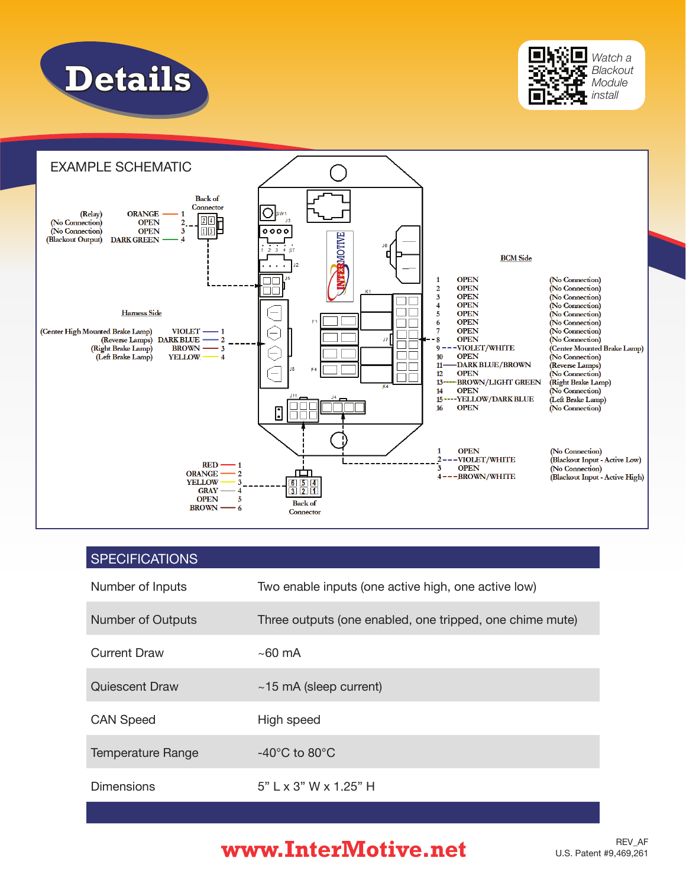# Details

Watch a Blackout Module install

## EXAMPLE SCHEMATIC

Back of Connector

(Relay) ORANGE 1
(No Connection) OPEN 2
(No Connection) OPEN 3
(Blackout Output) DARK GREEN 4

Harness Side

(Center High Mounted Brake Lamp) VIOLET 1
(Reverse Lamps) DARK BLUE 2
(Right Brake Lamp) BROWN 3
(Left Brake Lamp) YELLOW 4

INTERMOTIVE

BCM Side

1 OPEN (No Connection)
2 OPEN (No Connection)
3 OPEN (No Connection)
4 OPEN (No Connection)
5 OPEN (No Connection)
6 OPEN (No Connection)
7 OPEN (No Connection)
8 OPEN (No Connection)
9 VIOLET/WHITE (Center Mounted Brake Lamp)
10 OPEN (No Connection)
11 DARK BLUE/BROWN (Reverse Lamps)
12 OPEN (No Connection)
13 BROWN/LIGHT GREEN (Right Brake Lamp)
14 OPEN (No Connection)
15 YELLOW/DARK BLUE (Left Brake Lamp)
16 OPEN (No Connection)

1 OPEN (No Connection)
2 VIOLET/WHITE (Blackout Input - Active Low)
3 OPEN (No Connection)
4 BROWN/WHITE (Blackout Input - Active High)

RED 1
ORANGE 2
YELLOW 3
GRAY 4
OPEN 5
BROWN 6

Back of Connector

## SPECIFICATIONS

| | |
|---|---|
| Number of Inputs | Two enable inputs (one active high, one active low) |
| Number of Outputs | Three outputs (one enabled, one tripped, one chime mute) |
| Current Draw | ~60 mA |
| Quiescent Draw | ~15 mA (sleep current) |
| CAN Speed | High speed |
| Temperature Range | -40°C to 80°C |
| Dimensions | 5” L x 3” W x 1.25” H |

**www.InterMotive.net**

REV_AF
U.S. Patent #9,469,261